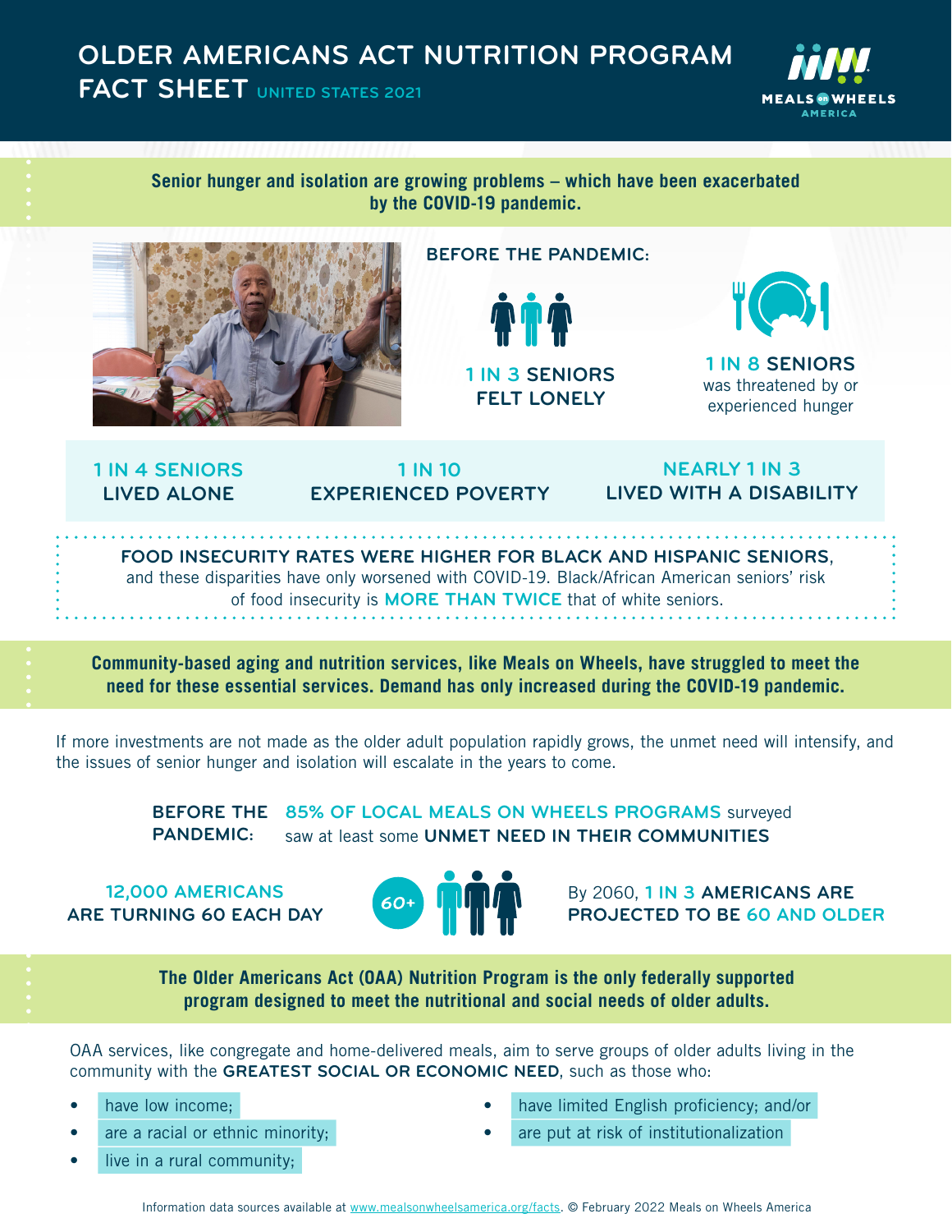# OLDER AMERICANS ACT NUTRITION PROGRAM FACT SHEET UNITED STATES 2021

MEALS on WHEELS AMERICA

**Senior hunger and isolation are growing problems – which have been exacerbated by the COVID-19 pandemic.**

## BEFORE THE PANDEMIC:

**1 IN 3 SENIORS FELT LONELY**

**1 IN 8 SENIORS** was threatened by or experienced hunger

**1 IN 4 SENIORS LIVED ALONE**

**1 IN 10 EXPERIENCED POVERTY**

**NEARLY 1 IN 3 LIVED WITH A DISABILITY**

**FOOD INSECURITY RATES WERE HIGHER FOR BLACK AND HISPANIC SENIORS,** and these disparities have only worsened with COVID-19. Black/African American seniors' risk of food insecurity is **MORE THAN TWICE** that of white seniors.

**Community-based aging and nutrition services, like Meals on Wheels, have struggled to meet the need for these essential services. Demand has only increased during the COVID-19 pandemic.**

If more investments are not made as the older adult population rapidly grows, the unmet need will intensify, and the issues of senior hunger and isolation will escalate in the years to come.

**BEFORE THE PANDEMIC:** **85% OF LOCAL MEALS ON WHEELS PROGRAMS** surveyed saw at least some **UNMET NEED IN THEIR COMMUNITIES**

**12,000 AMERICANS ARE TURNING 60 EACH DAY**

60+

By 2060, **1 IN 3 AMERICANS ARE PROJECTED TO BE 60 AND OLDER**

**The Older Americans Act (OAA) Nutrition Program is the only federally supported program designed to meet the nutritional and social needs of older adults.**

OAA services, like congregate and home-delivered meals, aim to serve groups of older adults living in the community with the **GREATEST SOCIAL OR ECONOMIC NEED**, such as those who:

- have low income;
- are a racial or ethnic minority;
- live in a rural community;
- have limited English proficiency; and/or
- are put at risk of institutionalization

Information data sources available at www.mealsonwheelsamerica.org/facts. © February 2022 Meals on Wheels America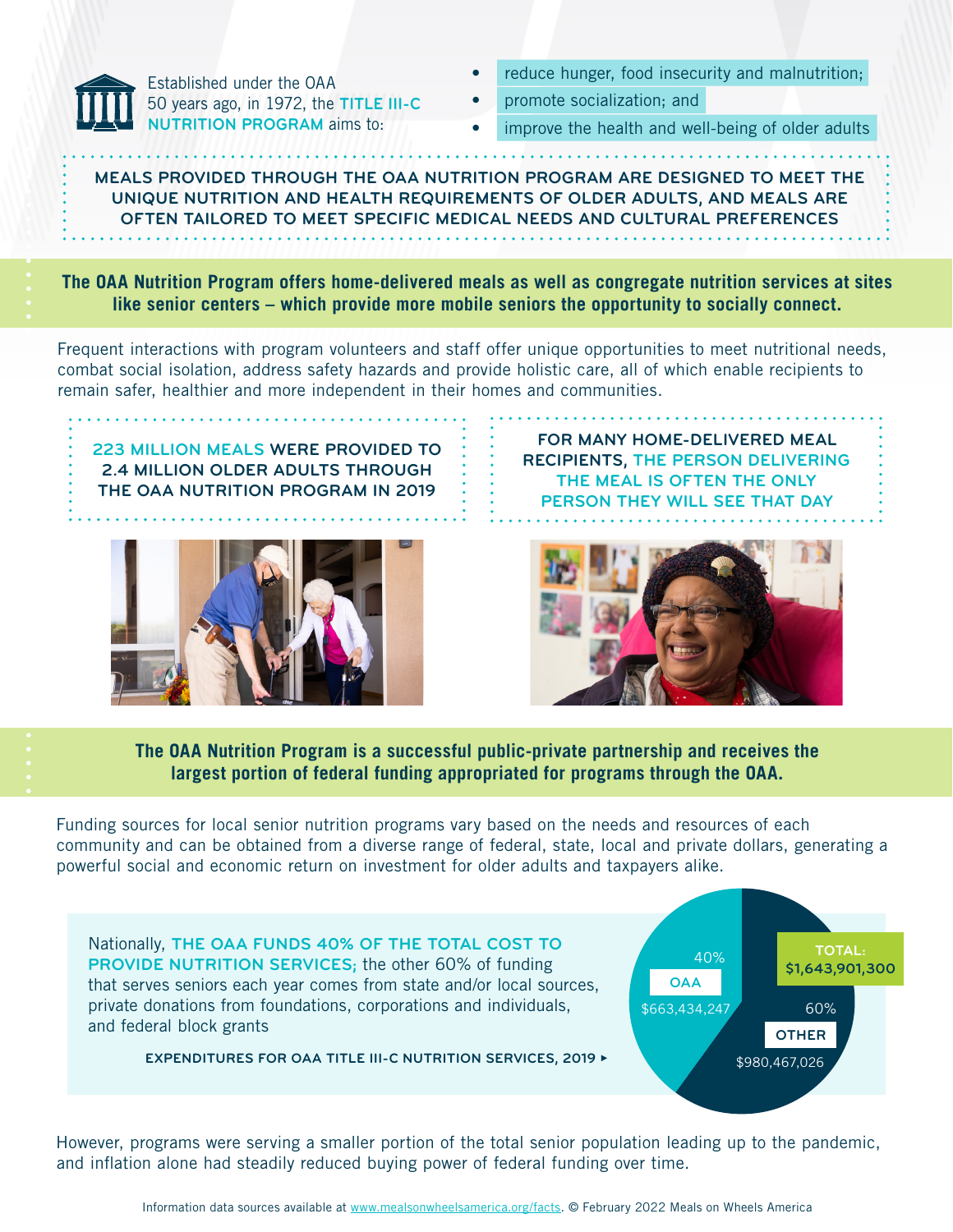Established under the OAA 50 years ago, in 1972, the **TITLE III-C NUTRITION PROGRAM** aims to:

- reduce hunger, food insecurity and malnutrition;
- promote socialization; and
- improve the health and well-being of older adults

**MEALS PROVIDED THROUGH THE OAA NUTRITION PROGRAM ARE DESIGNED TO MEET THE UNIQUE NUTRITION AND HEALTH REQUIREMENTS OF OLDER ADULTS, AND MEALS ARE OFTEN TAILORED TO MEET SPECIFIC MEDICAL NEEDS AND CULTURAL PREFERENCES**

**The OAA Nutrition Program offers home-delivered meals as well as congregate nutrition services at sites like senior centers – which provide more mobile seniors the opportunity to socially connect.**

Frequent interactions with program volunteers and staff offer unique opportunities to meet nutritional needs, combat social isolation, address safety hazards and provide holistic care, all of which enable recipients to remain safer, healthier and more independent in their homes and communities.

**223 MILLION MEALS WERE PROVIDED TO 2.4 MILLION OLDER ADULTS THROUGH THE OAA NUTRITION PROGRAM IN 2019**

**FOR MANY HOME-DELIVERED MEAL RECIPIENTS, THE PERSON DELIVERING THE MEAL IS OFTEN THE ONLY PERSON THEY WILL SEE THAT DAY**

**The OAA Nutrition Program is a successful public-private partnership and receives the largest portion of federal funding appropriated for programs through the OAA.**

Funding sources for local senior nutrition programs vary based on the needs and resources of each community and can be obtained from a diverse range of federal, state, local and private dollars, generating a powerful social and economic return on investment for older adults and taxpayers alike.

Nationally, **THE OAA FUNDS 40% OF THE TOTAL COST TO PROVIDE NUTRITION SERVICES;** the other 60% of funding that serves seniors each year comes from state and/or local sources, private donations from foundations, corporations and individuals, and federal block grants

**EXPENDITURES FOR OAA TITLE III-C NUTRITION SERVICES, 2019 ▸**

| Source | Share | Amount |
|---|---|---|
| OAA | 40% | $663,434,247 |
| OTHER | 60% | $980,467,026 |
| TOTAL | | $1,643,901,300 |

However, programs were serving a smaller portion of the total senior population leading up to the pandemic, and inflation alone had steadily reduced buying power of federal funding over time.

Information data sources available at www.mealsonwheelsamerica.org/facts. © February 2022 Meals on Wheels America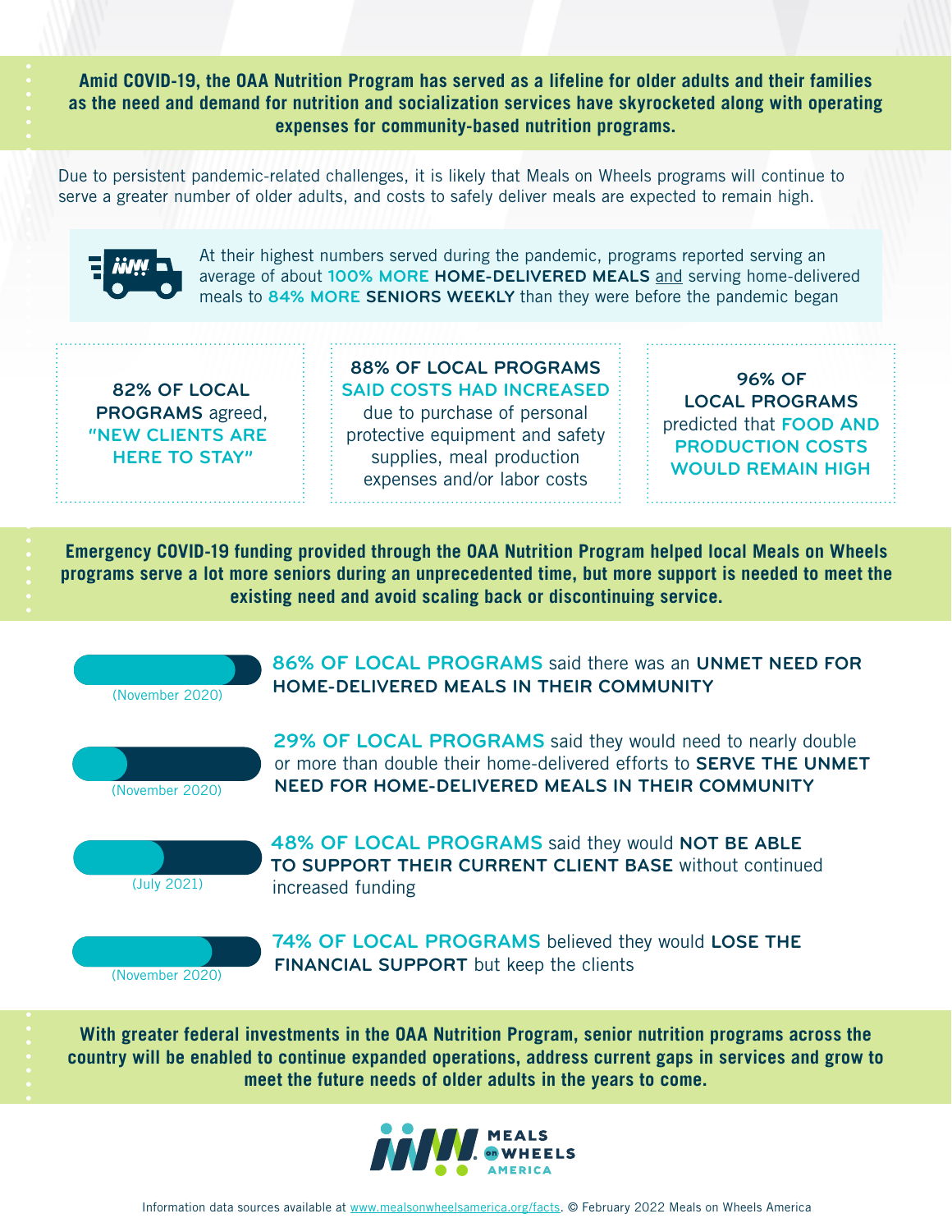**Amid COVID-19, the OAA Nutrition Program has served as a lifeline for older adults and their families as the need and demand for nutrition and socialization services have skyrocketed along with operating expenses for community-based nutrition programs.**

Due to persistent pandemic-related challenges, it is likely that Meals on Wheels programs will continue to serve a greater number of older adults, and costs to safely deliver meals are expected to remain high.

At their highest numbers served during the pandemic, programs reported serving an average of about **100% MORE HOME-DELIVERED MEALS** and serving home-delivered meals to **84% MORE SENIORS WEEKLY** than they were before the pandemic began

**82% OF LOCAL PROGRAMS** agreed, **"NEW CLIENTS ARE HERE TO STAY"**

**88% OF LOCAL PROGRAMS SAID COSTS HAD INCREASED** due to purchase of personal protective equipment and safety supplies, meal production expenses and/or labor costs

**96% OF LOCAL PROGRAMS** predicted that **FOOD AND PRODUCTION COSTS WOULD REMAIN HIGH**

**Emergency COVID-19 funding provided through the OAA Nutrition Program helped local Meals on Wheels programs serve a lot more seniors during an unprecedented time, but more support is needed to meet the existing need and avoid scaling back or discontinuing service.**

(November 2020)

**86% OF LOCAL PROGRAMS** said there was an **UNMET NEED FOR HOME-DELIVERED MEALS IN THEIR COMMUNITY**

(November 2020)

**29% OF LOCAL PROGRAMS** said they would need to nearly double or more than double their home-delivered efforts to **SERVE THE UNMET NEED FOR HOME-DELIVERED MEALS IN THEIR COMMUNITY**

(July 2021)

**48% OF LOCAL PROGRAMS** said they would **NOT BE ABLE TO SUPPORT THEIR CURRENT CLIENT BASE** without continued increased funding

(November 2020)

**74% OF LOCAL PROGRAMS** believed they would **LOSE THE FINANCIAL SUPPORT** but keep the clients

**With greater federal investments in the OAA Nutrition Program, senior nutrition programs across the country will be enabled to continue expanded operations, address current gaps in services and grow to meet the future needs of older adults in the years to come.**

MEALS on WHEELS AMERICA

Information data sources available at www.mealsonwheelsamerica.org/facts. © February 2022 Meals on Wheels America